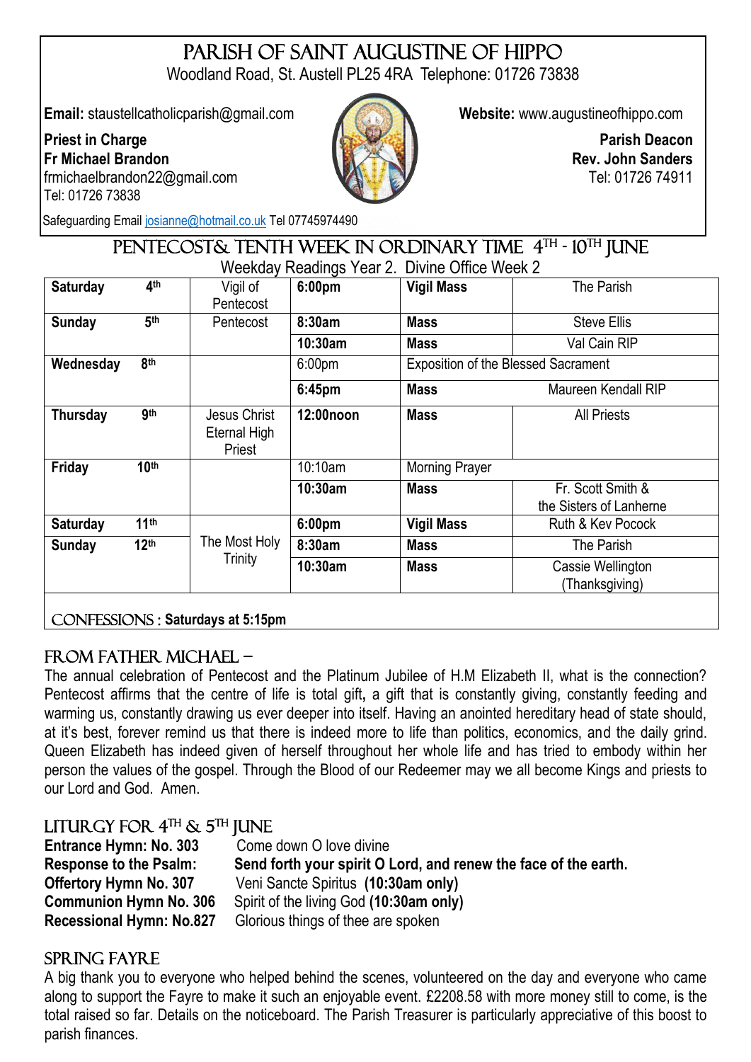# PARISH OF SAINT AUGUSTINE OF HIPPO

Woodland Road, St. Austell PL25 4RA Telephone: 01726 73838

**Email:** staustellcatholicparish@gmail.com

**Website:** www.augustineofhippo.com

**Priest in Charge**
**Fr Michael Brandon**
frmichaelbrandon22@gmail.com
Tel: 01726 73838

**Parish Deacon**
**Rev. John Sanders**
Tel: 01726 74911

Safeguarding Email josianne@hotmail.co.uk Tel 07745974490

## PENTECOST& TENTH WEEK IN ORDINARY TIME 4TH - 10TH JUNE

Weekday Readings Year 2. Divine Office Week 2

| Day | Date | Feast | Time | Service | Intention |
|---|---|---|---|---|---|
| **Saturday** | **4th** | Vigil of Pentecost | **6:00pm** | **Vigil Mass** | The Parish |
| **Sunday** | **5th** | Pentecost | **8:30am** | **Mass** | Steve Ellis |
| | | | **10:30am** | **Mass** | Val Cain RIP |
| **Wednesday** | **8th** | | 6:00pm | Exposition of the Blessed Sacrament | |
| | | | **6:45pm** | **Mass** | Maureen Kendall RIP |
| **Thursday** | **9th** | Jesus Christ Eternal High Priest | **12:00noon** | **Mass** | All Priests |
| **Friday** | **10th** | | 10:10am | Morning Prayer | |
| | | | **10:30am** | **Mass** | Fr. Scott Smith & the Sisters of Lanherne |
| **Saturday** | **11th** | The Most Holy Trinity | **6:00pm** | **Vigil Mass** | Ruth & Kev Pocock |
| **Sunday** | **12th** | | **8:30am** | **Mass** | The Parish |
| | | | **10:30am** | **Mass** | Cassie Wellington (Thanksgiving) |

CONFESSIONS : **Saturdays at 5:15pm**

## FROM FATHER MICHAEL –

The annual celebration of Pentecost and the Platinum Jubilee of H.M Elizabeth II, what is the connection? Pentecost affirms that the centre of life is total gift**,** a gift that is constantly giving, constantly feeding and warming us, constantly drawing us ever deeper into itself. Having an anointed hereditary head of state should, at it's best, forever remind us that there is indeed more to life than politics, economics, and the daily grind. Queen Elizabeth has indeed given of herself throughout her whole life and has tried to embody within her person the values of the gospel. Through the Blood of our Redeemer may we all become Kings and priests to our Lord and God. Amen.

## LITURGY FOR 4TH & 5TH JUNE

**Entrance Hymn: No. 303** Come down O love divine
**Response to the Psalm:** **Send forth your spirit O Lord, and renew the face of the earth.**
**Offertory Hymn No. 307** Veni Sancte Spiritus **(10:30am only)**
**Communion Hymn No. 306** Spirit of the living God **(10:30am only)**
**Recessional Hymn: No.827** Glorious things of thee are spoken

## SPRING FAYRE

A big thank you to everyone who helped behind the scenes, volunteered on the day and everyone who came along to support the Fayre to make it such an enjoyable event. £2208.58 with more money still to come, is the total raised so far. Details on the noticeboard. The Parish Treasurer is particularly appreciative of this boost to parish finances.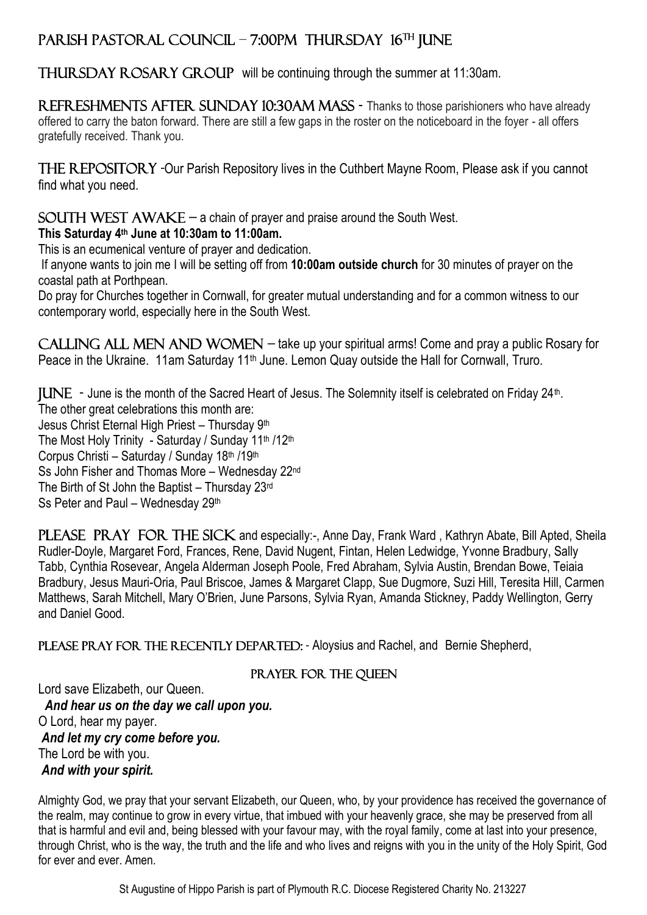## PARISH PASTORAL COUNCIL – 7:00PM THURSDAY 16TH JUNE

**THURSDAY ROSARY GROUP** will be continuing through the summer at 11:30am.

**REFRESHMENTS AFTER SUNDAY 10:30AM MASS** - Thanks to those parishioners who have already offered to carry the baton forward. There are still a few gaps in the roster on the noticeboard in the foyer - all offers gratefully received. Thank you.

**THE REPOSITORY** -Our Parish Repository lives in the Cuthbert Mayne Room, Please ask if you cannot find what you need.

**SOUTH WEST AWAKE** – a chain of prayer and praise around the South West.
**This Saturday 4th June at 10:30am to 11:00am.**
This is an ecumenical venture of prayer and dedication.
If anyone wants to join me I will be setting off from **10:00am outside church** for 30 minutes of prayer on the coastal path at Porthpean.
Do pray for Churches together in Cornwall, for greater mutual understanding and for a common witness to our contemporary world, especially here in the South West.

**CALLING ALL MEN AND WOMEN** – take up your spiritual arms! Come and pray a public Rosary for Peace in the Ukraine. 11am Saturday 11th June. Lemon Quay outside the Hall for Cornwall, Truro.

**JUNE** - June is the month of the Sacred Heart of Jesus. The Solemnity itself is celebrated on Friday 24th.
The other great celebrations this month are:
Jesus Christ Eternal High Priest – Thursday 9th
The Most Holy Trinity - Saturday / Sunday 11th /12th
Corpus Christi – Saturday / Sunday 18th /19th
Ss John Fisher and Thomas More – Wednesday 22nd
The Birth of St John the Baptist – Thursday 23rd
Ss Peter and Paul – Wednesday 29th

**PLEASE PRAY FOR THE SICK** and especially:-, Anne Day, Frank Ward , Kathryn Abate, Bill Apted, Sheila Rudler-Doyle, Margaret Ford, Frances, Rene, David Nugent, Fintan, Helen Ledwidge, Yvonne Bradbury, Sally Tabb, Cynthia Rosevear, Angela Alderman Joseph Poole, Fred Abraham, Sylvia Austin, Brendan Bowe, Teiaia Bradbury, Jesus Mauri-Oria, Paul Briscoe, James & Margaret Clapp, Sue Dugmore, Suzi Hill, Teresita Hill, Carmen Matthews, Sarah Mitchell, Mary O'Brien, June Parsons, Sylvia Ryan, Amanda Stickney, Paddy Wellington, Gerry and Daniel Good.

**PLEASE PRAY FOR THE RECENTLY DEPARTED:** - Aloysius and Rachel, and Bernie Shepherd,

### PRAYER FOR THE QUEEN

Lord save Elizabeth, our Queen.
***And hear us on the day we call upon you.***
O Lord, hear my payer.
***And let my cry come before you.***
The Lord be with you.
***And with your spirit.***

Almighty God, we pray that your servant Elizabeth, our Queen, who, by your providence has received the governance of the realm, may continue to grow in every virtue, that imbued with your heavenly grace, she may be preserved from all that is harmful and evil and, being blessed with your favour may, with the royal family, come at last into your presence, through Christ, who is the way, the truth and the life and who lives and reigns with you in the unity of the Holy Spirit, God for ever and ever. Amen.

St Augustine of Hippo Parish is part of Plymouth R.C. Diocese Registered Charity No. 213227